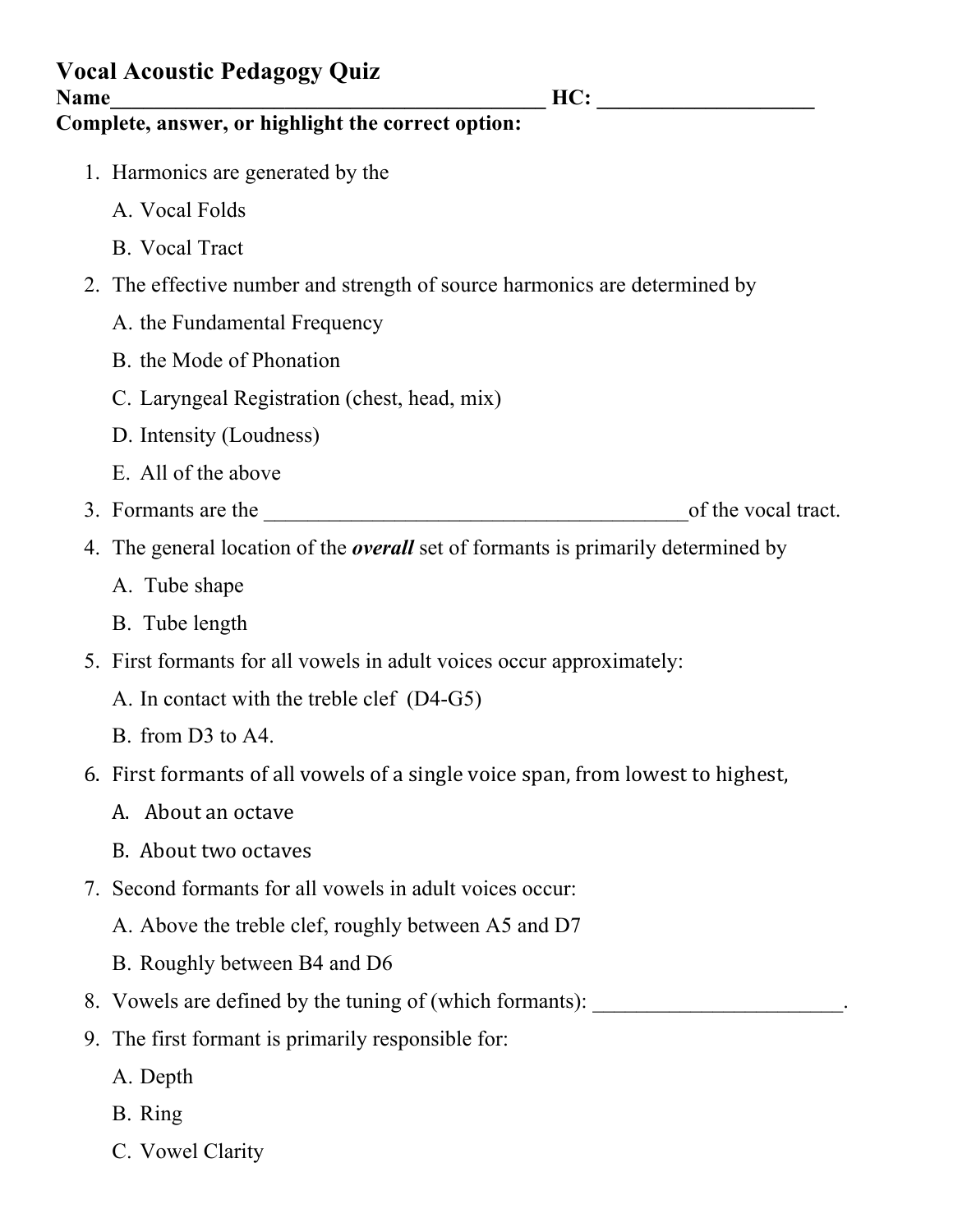# Vocal Acoustic Pedagogy Quiz

**Name\_\_\_\_\_\_\_\_\_\_\_\_\_\_\_\_\_\_\_\_\_\_\_\_\_\_\_\_\_\_\_\_\_\_\_\_\_\_\_\_ HC: \_\_\_\_\_\_\_\_\_\_\_\_\_\_\_\_\_\_\_\_**

**Complete, answer, or highlight the correct option:**

1. Harmonics are generated by the
   A. Vocal Folds
   B. Vocal Tract
2. The effective number and strength of source harmonics are determined by
   A. the Fundamental Frequency
   B. the Mode of Phonation
   C. Laryngeal Registration (chest, head, mix)
   D. Intensity (Loudness)
   E. All of the above
3. Formants are the \_\_\_\_\_\_\_\_\_\_\_\_\_\_\_\_\_\_\_\_\_\_\_\_\_\_\_\_\_\_\_\_\_\_\_\_\_\_\_\_of the vocal tract.
4. The general location of the ***overall*** set of formants is primarily determined by
   A. Tube shape
   B. Tube length
5. First formants for all vowels in adult voices occur approximately:
   A. In contact with the treble clef (D4-G5)
   B. from D3 to A4.
6. First formants of all vowels of a single voice span, from lowest to highest,
   A. About an octave
   B. About two octaves
7. Second formants for all vowels in adult voices occur:
   A. Above the treble clef, roughly between A5 and D7
   B. Roughly between B4 and D6
8. Vowels are defined by the tuning of (which formants): \_\_\_\_\_\_\_\_\_\_\_\_\_\_\_\_\_\_\_\_\_\_\_.
9. The first formant is primarily responsible for:
   A. Depth
   B. Ring
   C. Vowel Clarity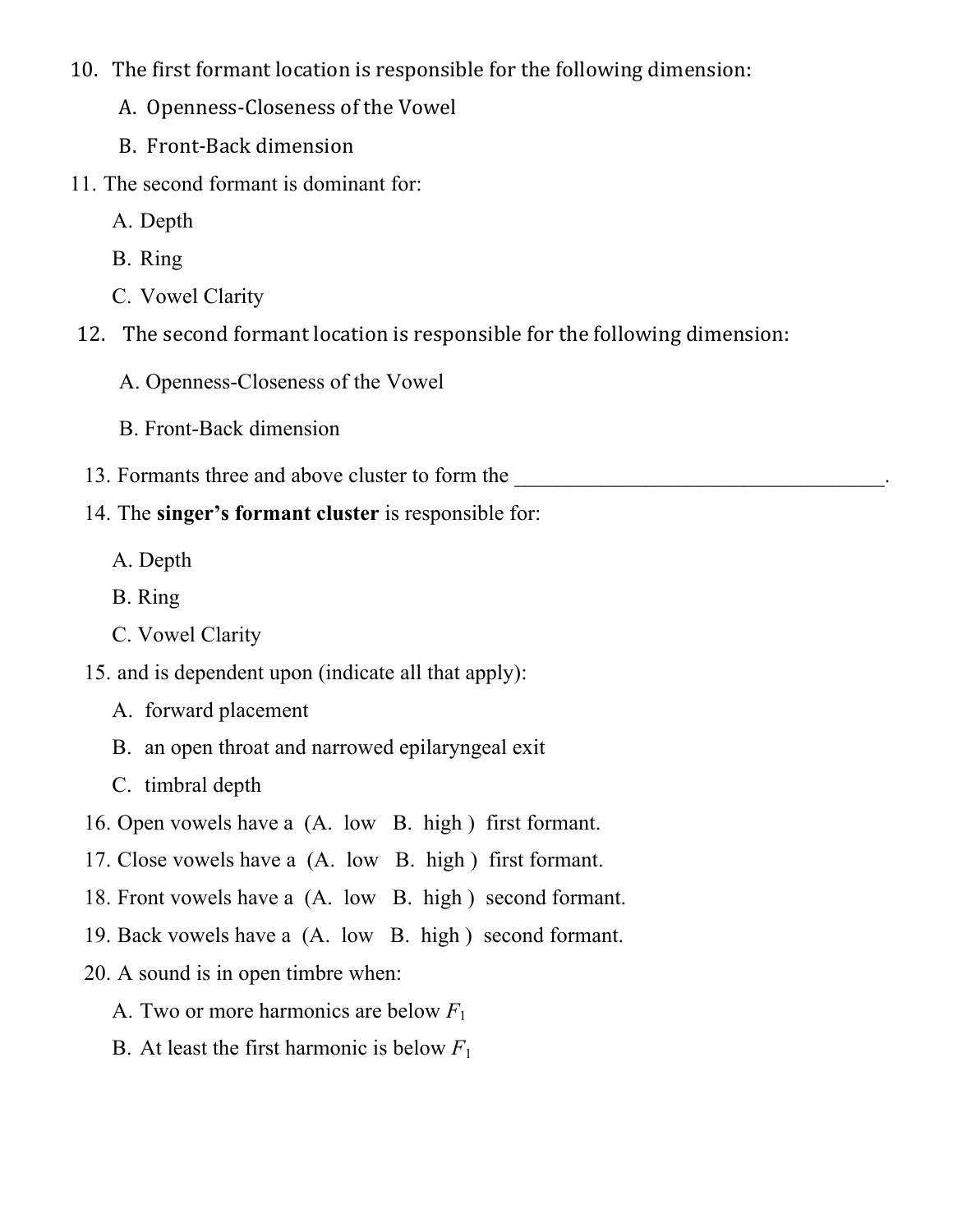10. The first formant location is responsible for the following dimension:

    A. Openness-Closeness of the Vowel

    B. Front-Back dimension

11. The second formant is dominant for:

    A. Depth

    B. Ring

    C. Vowel Clarity

12. The second formant location is responsible for the following dimension:

    A. Openness-Closeness of the Vowel

    B. Front-Back dimension

13. Formants three and above cluster to form the ___________________________________.

14. The **singer's formant cluster** is responsible for:

    A. Depth

    B. Ring

    C. Vowel Clarity

15. and is dependent upon (indicate all that apply):

    A. forward placement

    B. an open throat and narrowed epilaryngeal exit

    C. timbral depth

16. Open vowels have a (A. low B. high ) first formant.

17. Close vowels have a (A. low B. high ) first formant.

18. Front vowels have a (A. low B. high ) second formant.

19. Back vowels have a (A. low B. high ) second formant.

20. A sound is in open timbre when:

    A. Two or more harmonics are below $F_1$

    B. At least the first harmonic is below $F_1$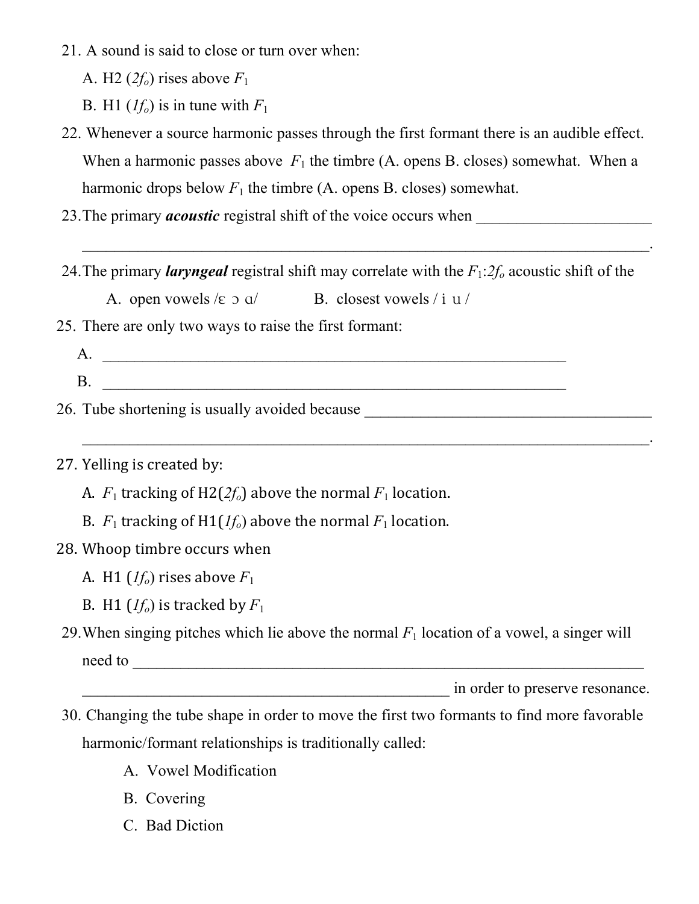21. A sound is said to close or turn over when:

    A. H2 ($2f_o$) rises above $F_1$

    B. H1 ($1f_o$) is in tune with $F_1$

22. Whenever a source harmonic passes through the first formant there is an audible effect. When a harmonic passes above $F_1$ the timbre (A. opens B. closes) somewhat. When a harmonic drops below $F_1$ the timbre (A. opens B. closes) somewhat.

23. The primary ***acoustic*** registral shift of the voice occurs when ______________________ ______________________________________________________________________.

24. The primary ***laryngeal*** registral shift may correlate with the $F_1$:$2f_o$ acoustic shift of the

    A. open vowels /ɛ ɔ ɑ/ B. closest vowels / i u /

25. There are only two ways to raise the first formant:

    A. ______________________________________________________________

    B. ______________________________________________________________

26. Tube shortening is usually avoided because ______________________________________ ______________________________________________________________________.

27. Yelling is created by:

    A. $F_1$ tracking of H2($2f_o$) above the normal $F_1$ location.

    B. $F_1$ tracking of H1($1f_o$) above the normal $F_1$ location.

28. Whoop timbre occurs when

    A. H1 ($1f_o$) rises above $F_1$

    B. H1 ($1f_o$) is tracked by $F_1$

29. When singing pitches which lie above the normal $F_1$ location of a vowel, a singer will need to ____________________________________________________________________ ______________________________________________ in order to preserve resonance.

30. Changing the tube shape in order to move the first two formants to find more favorable harmonic/formant relationships is traditionally called:

    A. Vowel Modification

    B. Covering

    C. Bad Diction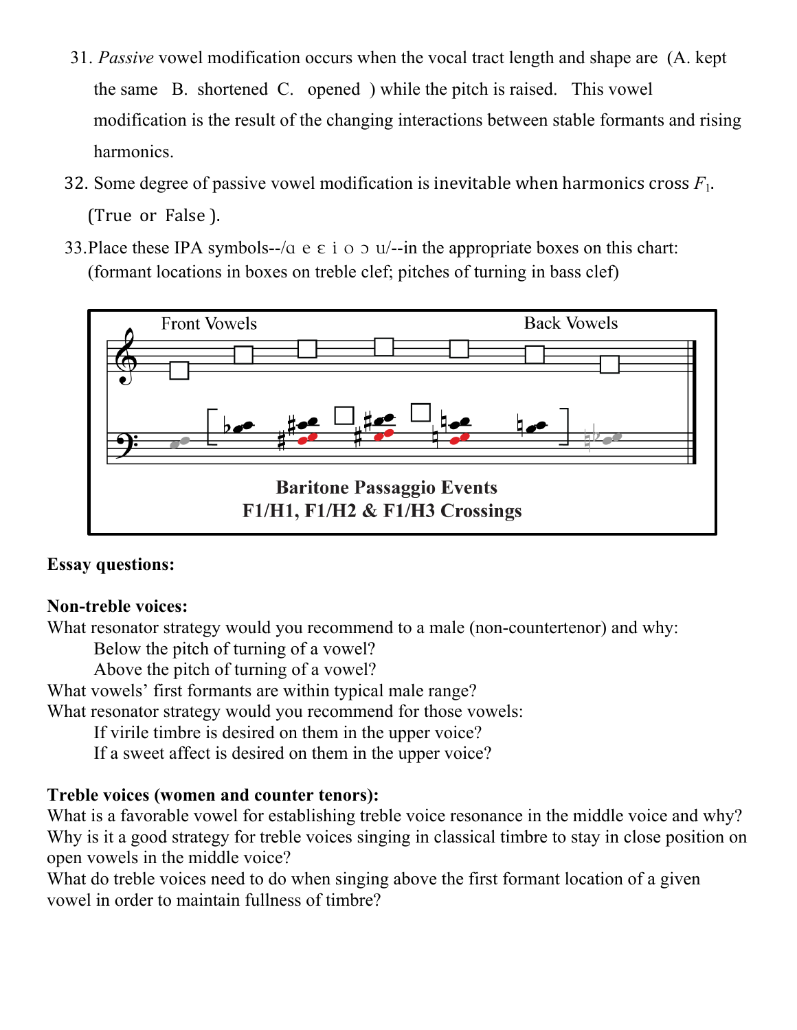31. *Passive* vowel modification occurs when the vocal tract length and shape are (A. kept the same B. shortened C. opened ) while the pitch is raised. This vowel modification is the result of the changing interactions between stable formants and rising harmonics.

32. Some degree of passive vowel modification is inevitable when harmonics cross $F_1$. (True or False ).

33. Place these IPA symbols--/ɑ e ɛ i o ɔ u/--in the appropriate boxes on this chart: (formant locations in boxes on treble clef; pitches of turning in bass clef)

Front Vowels

Back Vowels

Baritone Passaggio Events

F1/H1, F1/H2 & F1/H3 Crossings

**Essay questions:**

**Non-treble voices:**

What resonator strategy would you recommend to a male (non-countertenor) and why:

Below the pitch of turning of a vowel?

Above the pitch of turning of a vowel?

What vowels' first formants are within typical male range?

What resonator strategy would you recommend for those vowels:

If virile timbre is desired on them in the upper voice?

If a sweet affect is desired on them in the upper voice?

**Treble voices (women and counter tenors):**

What is a favorable vowel for establishing treble voice resonance in the middle voice and why?

Why is it a good strategy for treble voices singing in classical timbre to stay in close position on open vowels in the middle voice?

What do treble voices need to do when singing above the first formant location of a given vowel in order to maintain fullness of timbre?